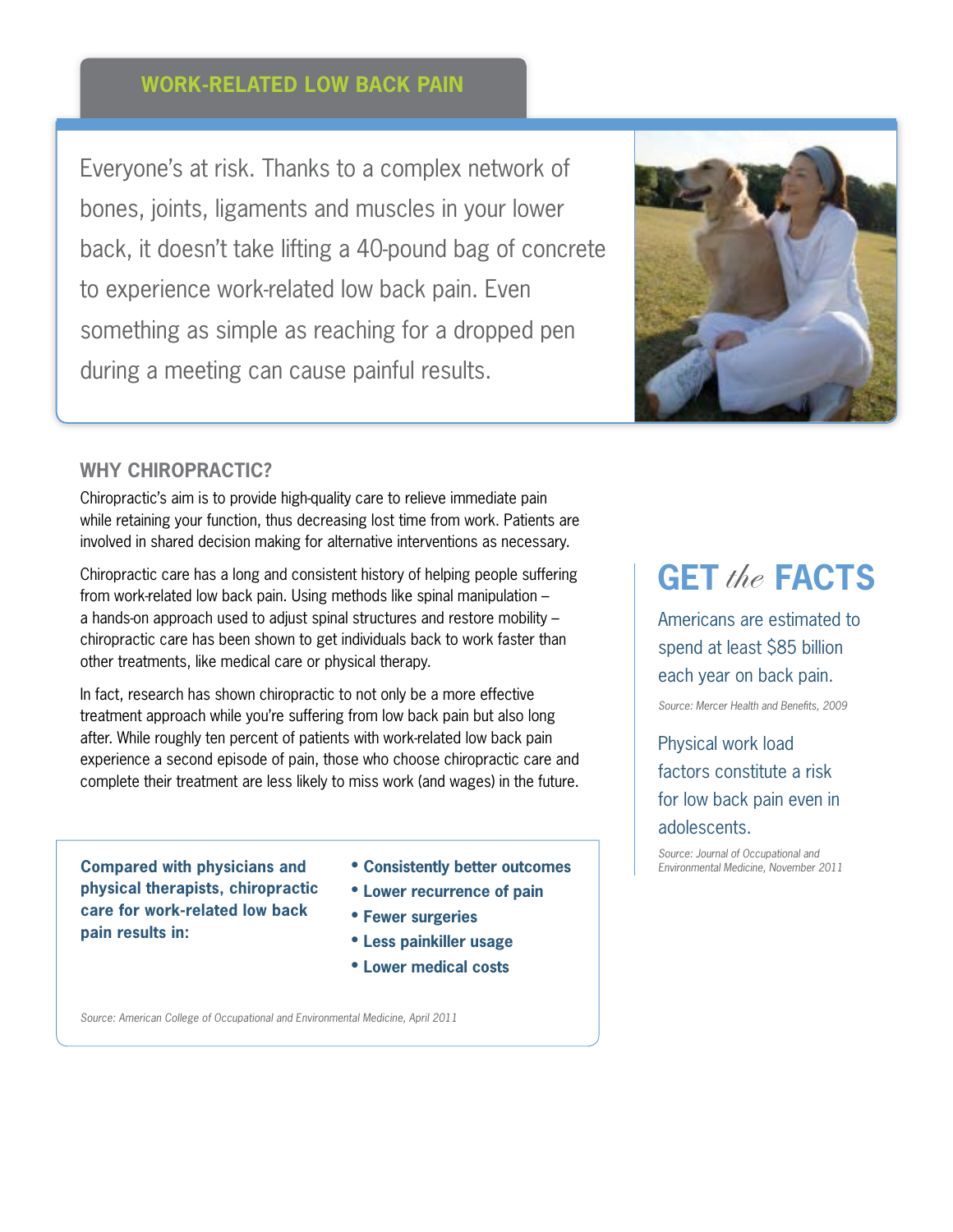# WORK-RELATED LOW BACK PAIN

Everyone's at risk. Thanks to a complex network of bones, joints, ligaments and muscles in your lower back, it doesn't take lifting a 40-pound bag of concrete to experience work-related low back pain. Even something as simple as reaching for a dropped pen during a meeting can cause painful results.

## WHY CHIROPRACTIC?

Chiropractic's aim is to provide high-quality care to relieve immediate pain while retaining your function, thus decreasing lost time from work. Patients are involved in shared decision making for alternative interventions as necessary.

Chiropractic care has a long and consistent history of helping people suffering from work-related low back pain. Using methods like spinal manipulation – a hands-on approach used to adjust spinal structures and restore mobility – chiropractic care has been shown to get individuals back to work faster than other treatments, like medical care or physical therapy.

In fact, research has shown chiropractic to not only be a more effective treatment approach while you're suffering from low back pain but also long after. While roughly ten percent of patients with work-related low back pain experience a second episode of pain, those who choose chiropractic care and complete their treatment are less likely to miss work (and wages) in the future.

**Compared with physicians and physical therapists, chiropractic care for work-related low back pain results in:**

- **Consistently better outcomes**
- **Lower recurrence of pain**
- **Fewer surgeries**
- **Less painkiller usage**
- **Lower medical costs**

*Source: American College of Occupational and Environmental Medicine, April 2011*

## GET *the* FACTS

Americans are estimated to spend at least $85 billion each year on back pain.

*Source: Mercer Health and Benefits, 2009*

Physical work load factors constitute a risk for low back pain even in adolescents.

*Source: Journal of Occupational and Environmental Medicine, November 2011*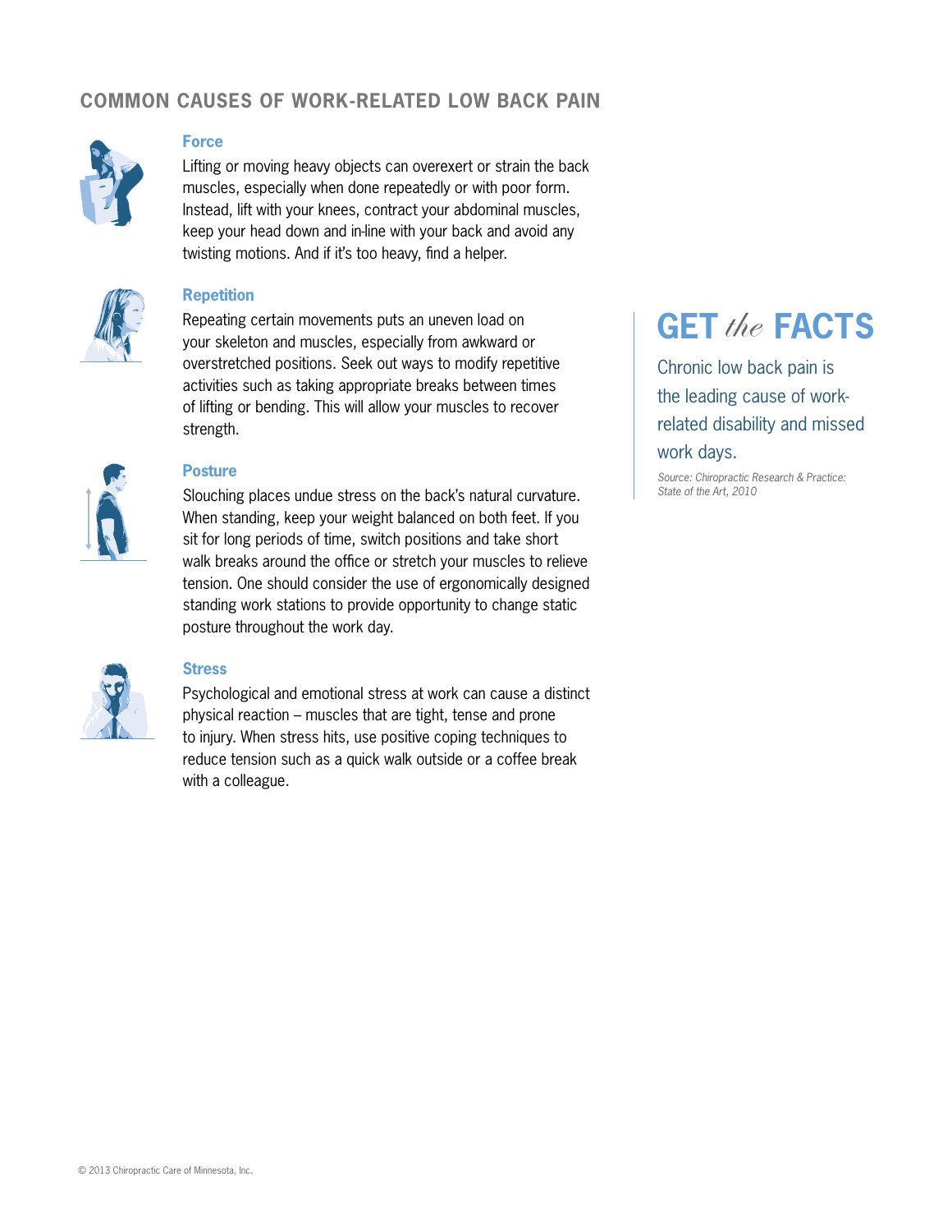## COMMON CAUSES OF WORK-RELATED LOW BACK PAIN

### Force

Lifting or moving heavy objects can overexert or strain the back muscles, especially when done repeatedly or with poor form. Instead, lift with your knees, contract your abdominal muscles, keep your head down and in-line with your back and avoid any twisting motions. And if it's too heavy, find a helper.

### Repetition

Repeating certain movements puts an uneven load on your skeleton and muscles, especially from awkward or overstretched positions. Seek out ways to modify repetitive activities such as taking appropriate breaks between times of lifting or bending. This will allow your muscles to recover strength.

### Posture

Slouching places undue stress on the back's natural curvature. When standing, keep your weight balanced on both feet. If you sit for long periods of time, switch positions and take short walk breaks around the office or stretch your muscles to relieve tension. One should consider the use of ergonomically designed standing work stations to provide opportunity to change static posture throughout the work day.

### Stress

Psychological and emotional stress at work can cause a distinct physical reaction – muscles that are tight, tense and prone to injury. When stress hits, use positive coping techniques to reduce tension such as a quick walk outside or a coffee break with a colleague.

## GET *the* FACTS

Chronic low back pain is the leading cause of work-related disability and missed work days.

*Source: Chiropractic Research & Practice: State of the Art, 2010*

© 2013 Chiropractic Care of Minnesota, Inc.